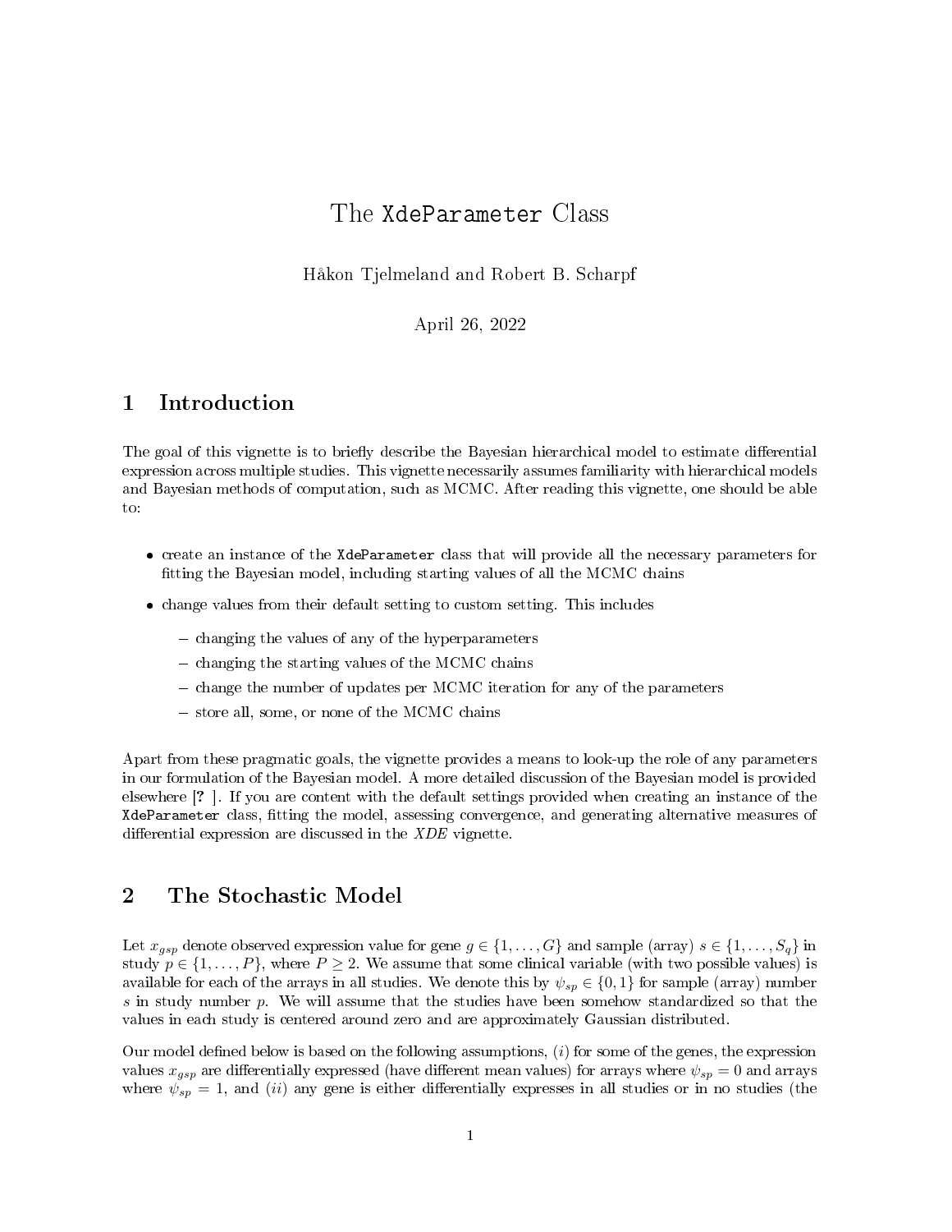# The `XdeParameter` Class

Håkon Tjelmeland and Robert B. Scharpf

April 26, 2022

## 1 Introduction

The goal of this vignette is to briefly describe the Bayesian hierarchical model to estimate differential expression across multiple studies. This vignette necessarily assumes familiarity with hierarchical models and Bayesian methods of computation, such as MCMC. After reading this vignette, one should be able to:

- create an instance of the `XdeParameter` class that will provide all the necessary parameters for fitting the Bayesian model, including starting values of all the MCMC chains
- change values from their default setting to custom setting. This includes
  - changing the values of any of the hyperparameters
  - changing the starting values of the MCMC chains
  - change the number of updates per MCMC iteration for any of the parameters
  - store all, some, or none of the MCMC chains

Apart from these pragmatic goals, the vignette provides a means to look-up the role of any parameters in our formulation of the Bayesian model. A more detailed discussion of the Bayesian model is provided elsewhere [? ]. If you are content with the default settings provided when creating an instance of the `XdeParameter` class, fitting the model, assessing convergence, and generating alternative measures of differential expression are discussed in the *XDE* vignette.

## 2 The Stochastic Model

Let $x_{gsp}$ denote observed expression value for gene $g \in \{1, \ldots, G\}$ and sample (array) $s \in \{1, \ldots, S_q\}$ in study $p \in \{1, \ldots, P\}$, where $P \geq 2$. We assume that some clinical variable (with two possible values) is available for each of the arrays in all studies. We denote this by $\psi_{sp} \in \{0, 1\}$ for sample (array) number $s$ in study number $p$. We will assume that the studies have been somehow standardized so that the values in each study is centered around zero and are approximately Gaussian distributed.

Our model defined below is based on the following assumptions, $(i)$ for some of the genes, the expression values $x_{gsp}$ are differentially expressed (have different mean values) for arrays where $\psi_{sp} = 0$ and arrays where $\psi_{sp} = 1$, and $(ii)$ any gene is either differentially expresses in all studies or in no studies (the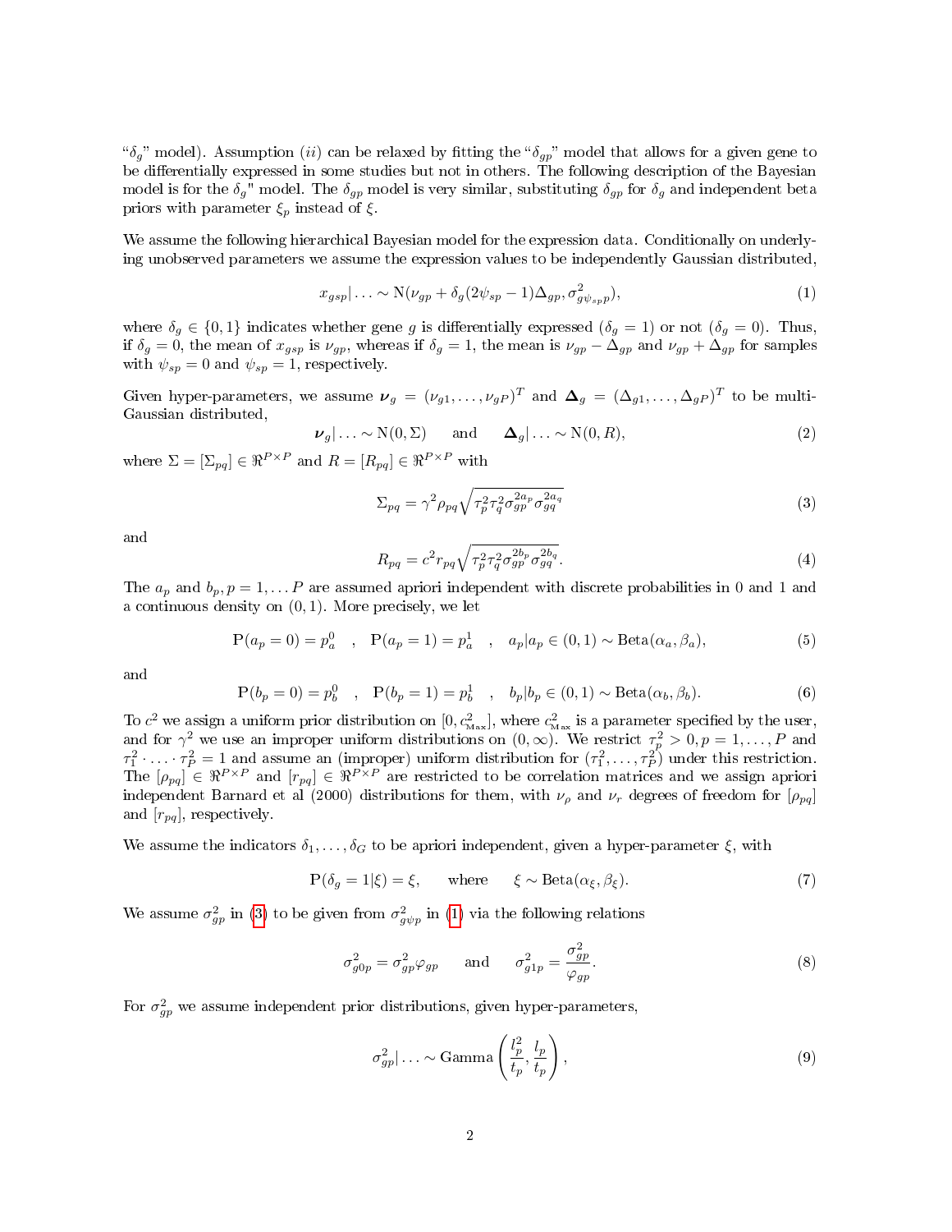"$\delta_g$" model). Assumption $(ii)$ can be relaxed by fitting the "$\delta_{gp}$" model that allows for a given gene to be differentially expressed in some studies but not in others. The following description of the Bayesian model is for the $\delta_g$" model. The $\delta_{gp}$ model is very similar, substituting $\delta_{gp}$ for $\delta_g$ and independent beta priors with parameter $\xi_p$ instead of $\xi$.

We assume the following hierarchical Bayesian model for the expression data. Conditionally on underlying unobserved parameters we assume the expression values to be independently Gaussian distributed,

$$x_{gsp}|\ldots \sim \mathrm{N}(\nu_{gp} + \delta_g(2\psi_{sp} - 1)\Delta_{gp}, \sigma^2_{g\psi_{sp}p}), \tag{1}$$

where $\delta_g \in \{0, 1\}$ indicates whether gene $g$ is differentially expressed ($\delta_g = 1$) or not ($\delta_g = 0$). Thus, if $\delta_g = 0$, the mean of $x_{gsp}$ is $\nu_{gp}$, whereas if $\delta_g = 1$, the mean is $\nu_{gp} - \Delta_{gp}$ and $\nu_{gp} + \Delta_{gp}$ for samples with $\psi_{sp} = 0$ and $\psi_{sp} = 1$, respectively.

Given hyper-parameters, we assume $\boldsymbol{\nu}_g = (\nu_{g1}, \ldots, \nu_{gP})^T$ and $\boldsymbol{\Delta}_g = (\Delta_{g1}, \ldots, \Delta_{gP})^T$ to be multi-Gaussian distributed,

$$\boldsymbol{\nu}_g|\ldots \sim \mathrm{N}(0, \Sigma) \quad \text{and} \quad \boldsymbol{\Delta}_g|\ldots \sim \mathrm{N}(0, R), \tag{2}$$

where $\Sigma = [\Sigma_{pq}] \in \Re^{P\times P}$ and $R = [R_{pq}] \in \Re^{P\times P}$ with

$$\Sigma_{pq} = \gamma^2 \rho_{pq} \sqrt{\tau_p^2 \tau_q^2 \sigma_{gp}^{2a_p} \sigma_{gq}^{2a_q}} \tag{3}$$

and

$$R_{pq} = c^2 r_{pq} \sqrt{\tau_p^2 \tau_q^2 \sigma_{gp}^{2b_p} \sigma_{gq}^{2b_q}}. \tag{4}$$

The $a_p$ and $b_p, p = 1, \ldots P$ are assumed apriori independent with discrete probabilities in 0 and 1 and a continuous density on $(0, 1)$. More precisely, we let

$$\mathrm{P}(a_p = 0) = p_a^0 \quad , \quad \mathrm{P}(a_p = 1) = p_a^1 \quad , \quad a_p|a_p \in (0, 1) \sim \mathrm{Beta}(\alpha_a, \beta_a), \tag{5}$$

and

$$\mathrm{P}(b_p = 0) = p_b^0 \quad , \quad \mathrm{P}(b_p = 1) = p_b^1 \quad , \quad b_p|b_p \in (0, 1) \sim \mathrm{Beta}(\alpha_b, \beta_b). \tag{6}$$

To $c^2$ we assign a uniform prior distribution on $[0, c^2_{\text{Max}}]$, where $c^2_{\text{Max}}$ is a parameter specified by the user, and for $\gamma^2$ we use an improper uniform distributions on $(0, \infty)$. We restrict $\tau_p^2 > 0, p = 1, \ldots, P$ and $\tau_1^2 \cdot \ldots \cdot \tau_P^2 = 1$ and assume an (improper) uniform distribution for $(\tau_1^2, \ldots, \tau_P^2)$ under this restriction. The $[\rho_{pq}] \in \Re^{P\times P}$ and $[r_{pq}] \in \Re^{P\times P}$ are restricted to be correlation matrices and we assign apriori independent Barnard et al (2000) distributions for them, with $\nu_\rho$ and $\nu_r$ degrees of freedom for $[\rho_{pq}]$ and $[r_{pq}]$, respectively.

We assume the indicators $\delta_1, \ldots, \delta_G$ to be apriori independent, given a hyper-parameter $\xi$, with

$$\mathrm{P}(\delta_g = 1|\xi) = \xi, \quad \text{where} \quad \xi \sim \mathrm{Beta}(\alpha_\xi, \beta_\xi). \tag{7}$$

We assume $\sigma^2_{gp}$ in (3) to be given from $\sigma^2_{g\psi p}$ in (1) via the following relations

$$\sigma^2_{g0p} = \sigma^2_{gp}\varphi_{gp} \quad \text{and} \quad \sigma^2_{g1p} = \frac{\sigma^2_{gp}}{\varphi_{gp}}. \tag{8}$$

For $\sigma^2_{gp}$ we assume independent prior distributions, given hyper-parameters,

$$\sigma^2_{gp}|\ldots \sim \mathrm{Gamma}\left(\frac{l_p^2}{t_p}, \frac{l_p}{t_p}\right), \tag{9}$$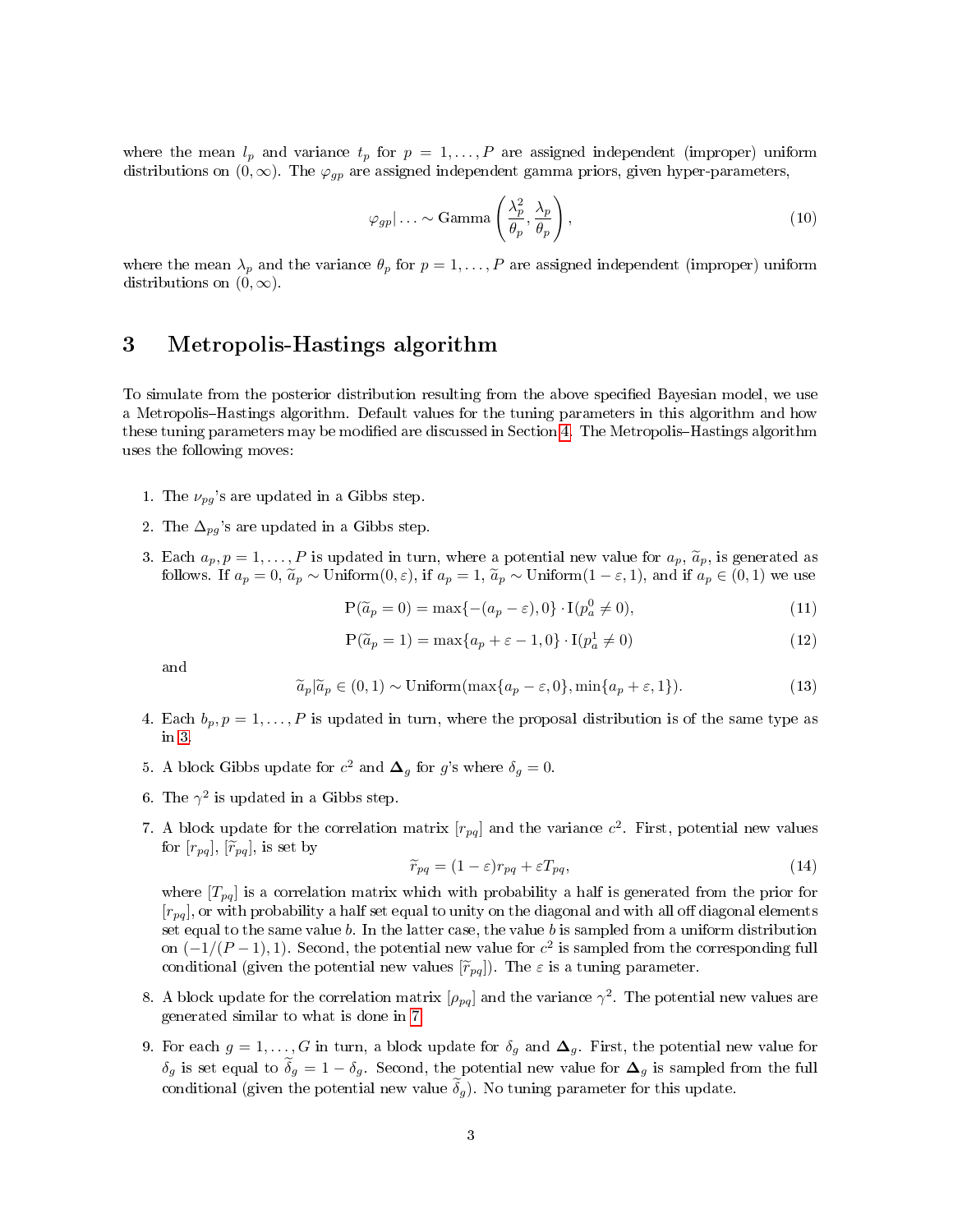where the mean $l_p$ and variance $t_p$ for $p = 1, \ldots, P$ are assigned independent (improper) uniform distributions on $(0, \infty)$. The $\varphi_{gp}$ are assigned independent gamma priors, given hyper-parameters,

$$\varphi_{gp} | \ldots \sim \text{Gamma}\left(\frac{\lambda_p^2}{\theta_p}, \frac{\lambda_p}{\theta_p}\right), \tag{10}$$

where the mean $\lambda_p$ and the variance $\theta_p$ for $p = 1, \ldots, P$ are assigned independent (improper) uniform distributions on $(0, \infty)$.

# 3 Metropolis-Hastings algorithm

To simulate from the posterior distribution resulting from the above specified Bayesian model, we use a Metropolis–Hastings algorithm. Default values for the tuning parameters in this algorithm and how these tuning parameters may be modified are discussed in Section 4. The Metropolis–Hastings algorithm uses the following moves:

1. The $\nu_{pg}$'s are updated in a Gibbs step.
2. The $\Delta_{pg}$'s are updated in a Gibbs step.
3. Each $a_p, p = 1, \ldots, P$ is updated in turn, where a potential new value for $a_p$, $\widetilde{a}_p$, is generated as follows. If $a_p = 0$, $\widetilde{a}_p \sim \text{Uniform}(0, \varepsilon)$, if $a_p = 1$, $\widetilde{a}_p \sim \text{Uniform}(1 - \varepsilon, 1)$, and if $a_p \in (0, 1)$ we use

$$\text{P}(\widetilde{a}_p = 0) = \max\{-(a_p - \varepsilon), 0\} \cdot \text{I}(p_a^0 \neq 0), \tag{11}$$

$$\text{P}(\widetilde{a}_p = 1) = \max\{a_p + \varepsilon - 1, 0\} \cdot \text{I}(p_a^1 \neq 0) \tag{12}$$

   and

$$\widetilde{a}_p | \widetilde{a}_p \in (0, 1) \sim \text{Uniform}(\max\{a_p - \varepsilon, 0\}, \min\{a_p + \varepsilon, 1\}). \tag{13}$$

4. Each $b_p, p = 1, \ldots, P$ is updated in turn, where the proposal distribution is of the same type as in 3.
5. A block Gibbs update for $c^2$ and $\boldsymbol{\Delta}_g$ for $g$'s where $\delta_g = 0$.
6. The $\gamma^2$ is updated in a Gibbs step.
7. A block update for the correlation matrix $[r_{pq}]$ and the variance $c^2$. First, potential new values for $[r_{pq}]$, $[\widetilde{r}_{pq}]$, is set by

$$\widetilde{r}_{pq} = (1 - \varepsilon) r_{pq} + \varepsilon T_{pq}, \tag{14}$$

   where $[T_{pq}]$ is a correlation matrix which with probability a half is generated from the prior for $[r_{pq}]$, or with probability a half set equal to unity on the diagonal and with all off diagonal elements set equal to the same value $b$. In the latter case, the value $b$ is sampled from a uniform distribution on $(-1/(P-1), 1)$. Second, the potential new value for $c^2$ is sampled from the corresponding full conditional (given the potential new values $[\widetilde{r}_{pq}]$). The $\varepsilon$ is a tuning parameter.

8. A block update for the correlation matrix $[\rho_{pq}]$ and the variance $\gamma^2$. The potential new values are generated similar to what is done in 7.
9. For each $g = 1, \ldots, G$ in turn, a block update for $\delta_g$ and $\boldsymbol{\Delta}_g$. First, the potential new value for $\delta_g$ is set equal to $\widetilde{\delta}_g = 1 - \delta_g$. Second, the potential new value for $\boldsymbol{\Delta}_g$ is sampled from the full conditional (given the potential new value $\widetilde{\delta}_g$). No tuning parameter for this update.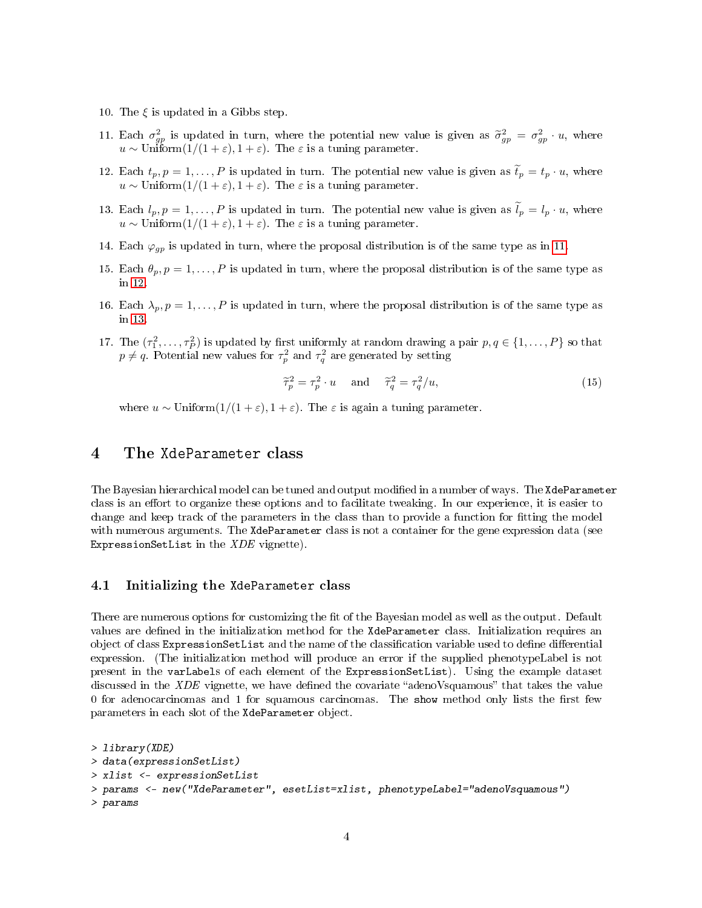10. The $\xi$ is updated in a Gibbs step.

11. Each $\sigma^2_{gp}$ is updated in turn, where the potential new value is given as $\widetilde{\sigma}^2_{gp} = \sigma^2_{gp} \cdot u$, where $u \sim \text{Uniform}(1/(1+\varepsilon), 1+\varepsilon)$. The $\varepsilon$ is a tuning parameter.

12. Each $t_p, p = 1, \ldots, P$ is updated in turn. The potential new value is given as $\widetilde{t}_p = t_p \cdot u$, where $u \sim \text{Uniform}(1/(1+\varepsilon), 1+\varepsilon)$. The $\varepsilon$ is a tuning parameter.

13. Each $l_p, p = 1, \ldots, P$ is updated in turn. The potential new value is given as $\widetilde{l}_p = l_p \cdot u$, where $u \sim \text{Uniform}(1/(1+\varepsilon), 1+\varepsilon)$. The $\varepsilon$ is a tuning parameter.

14. Each $\varphi_{gp}$ is updated in turn, where the proposal distribution is of the same type as in 11.

15. Each $\theta_p, p = 1, \ldots, P$ is updated in turn, where the proposal distribution is of the same type as in 12.

16. Each $\lambda_p, p = 1, \ldots, P$ is updated in turn, where the proposal distribution is of the same type as in 13.

17. The $(\tau^2_1, \ldots, \tau^2_P)$ is updated by first uniformly at random drawing a pair $p, q \in \{1, \ldots, P\}$ so that $p \neq q$. Potential new values for $\tau^2_p$ and $\tau^2_q$ are generated by setting

$$\widetilde{\tau}^2_p = \tau^2_p \cdot u \quad \text{and} \quad \widetilde{\tau}^2_q = \tau^2_q / u, \tag{15}$$

where $u \sim \text{Uniform}(1/(1+\varepsilon), 1+\varepsilon)$. The $\varepsilon$ is again a tuning parameter.

# 4 The `XdeParameter` class

The Bayesian hierarchical model can be tuned and output modified in a number of ways. The `XdeParameter` class is an effort to organize these options and to facilitate tweaking. In our experience, it is easier to change and keep track of the parameters in the class than to provide a function for fitting the model with numerous arguments. The `XdeParameter` class is not a container for the gene expression data (see `ExpressionSetList` in the *XDE* vignette).

## 4.1 Initializing the `XdeParameter` class

There are numerous options for customizing the fit of the Bayesian model as well as the output. Default values are defined in the initialization method for the `XdeParameter` class. Initialization requires an object of class `ExpressionSetList` and the name of the classification variable used to define differential expression. (The initialization method will produce an error if the supplied phenotypeLabel is not present in the `varLabels` of each element of the `ExpressionSetList`). Using the example dataset discussed in the *XDE* vignette, we have defined the covariate "adenoVsquamous" that takes the value 0 for adenocarcinomas and 1 for squamous carcinomas. The `show` method only lists the first few parameters in each slot of the `XdeParameter` object.

```
> library(XDE)
> data(expressionSetList)
> xlist <- expressionSetList
> params <- new("XdeParameter", esetList=xlist, phenotypeLabel="adenoVsquamous")
> params
```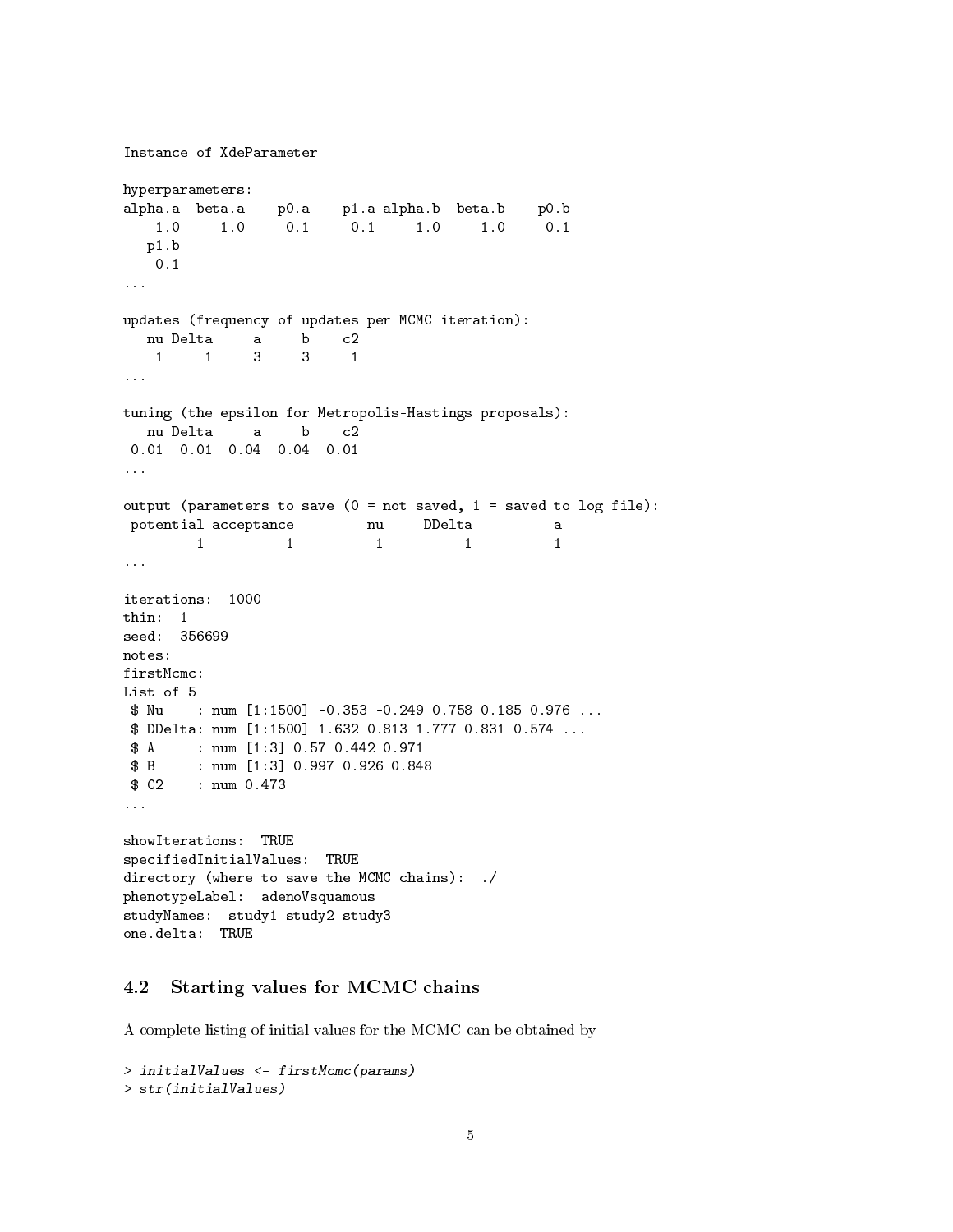```
Instance of XdeParameter

hyperparameters:
alpha.a  beta.a    p0.a    p1.a alpha.b  beta.b    p0.b 
    1.0     1.0     0.1     0.1     1.0     1.0     0.1 
   p1.b 
    0.1 
...

updates (frequency of updates per MCMC iteration):
   nu Delta     a     b    c2 
    1     1     3     3     1 
...

tuning (the epsilon for Metropolis-Hastings proposals):
   nu Delta     a     b    c2 
 0.01  0.01  0.04  0.04  0.01 
...

output (parameters to save (0 = not saved, 1 = saved to log file):
 potential acceptance         nu     DDelta          a 
         1          1          1          1          1 
...

iterations:  1000 
thin:  1 
seed:  356699 
notes:  
firstMcmc:
List of 5
 $ Nu    : num [1:1500] -0.353 -0.249 0.758 0.185 0.976 ...
 $ DDelta: num [1:1500] 1.632 0.813 1.777 0.831 0.574 ...
 $ A     : num [1:3] 0.57 0.442 0.971
 $ B     : num [1:3] 0.997 0.926 0.848
 $ C2    : num 0.473
...

showIterations:  TRUE 
specifiedInitialValues:  TRUE 
directory (where to save the MCMC chains):  ./ 
phenotypeLabel:  adenoVsquamous 
studyNames:  study1 study2 study3 
one.delta:  TRUE 
```

## 4.2 Starting values for MCMC chains

A complete listing of initial values for the MCMC can be obtained by

```
> initialValues <- firstMcmc(params)
> str(initialValues)
```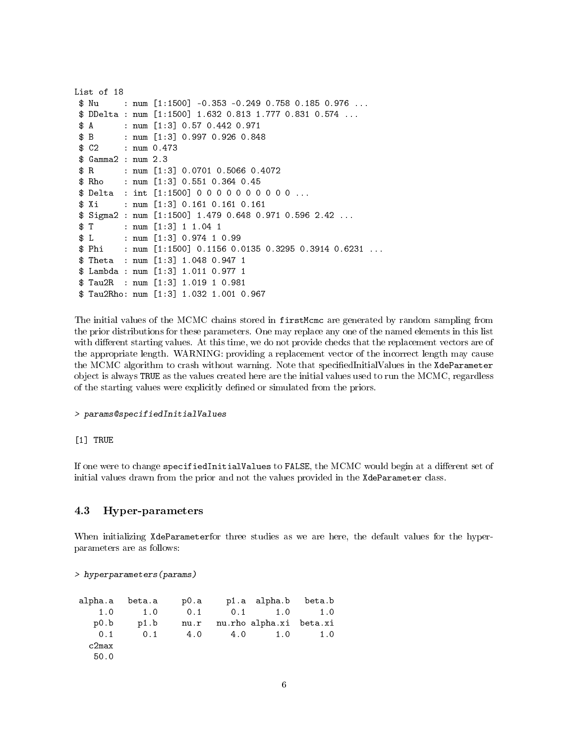```
List of 18
 $ Nu     : num [1:1500] -0.353 -0.249 0.758 0.185 0.976 ...
 $ DDelta : num [1:1500] 1.632 0.813 1.777 0.831 0.574 ...
 $ A      : num [1:3] 0.57 0.442 0.971
 $ B      : num [1:3] 0.997 0.926 0.848
 $ C2     : num 0.473
 $ Gamma2 : num 2.3
 $ R      : num [1:3] 0.0701 0.5066 0.4072
 $ Rho    : num [1:3] 0.551 0.364 0.45
 $ Delta  : int [1:1500] 0 0 0 0 0 0 0 0 0 0 ...
 $ Xi     : num [1:3] 0.161 0.161 0.161
 $ Sigma2 : num [1:1500] 1.479 0.648 0.971 0.596 2.42 ...
 $ T      : num [1:3] 1 1.04 1
 $ L      : num [1:3] 0.974 1 0.99
 $ Phi    : num [1:1500] 0.1156 0.0135 0.3295 0.3914 0.6231 ...
 $ Theta  : num [1:3] 1.048 0.947 1
 $ Lambda : num [1:3] 1.011 0.977 1
 $ Tau2R  : num [1:3] 1.019 1 0.981
 $ Tau2Rho: num [1:3] 1.032 1.001 0.967
```

The initial values of the MCMC chains stored in `firstMcmc` are generated by random sampling from the prior distributions for these parameters. One may replace any one of the named elements in this list with different starting values. At this time, we do not provide checks that the replacement vectors are of the appropriate length. WARNING: providing a replacement vector of the incorrect length may cause the MCMC algorithm to crash without warning. Note that specifiedInitialValues in the `XdeParameter` object is always `TRUE` as the values created here are the initial values used to run the MCMC, regardless of the starting values were explicitly defined or simulated from the priors.

```
> params@specifiedInitialValues

[1] TRUE
```

If one were to change `specifiedInitialValues` to `FALSE`, the MCMC would begin at a different set of initial values drawn from the prior and not the values provided in the `XdeParameter` class.

### 4.3 Hyper-parameters

When initializing `XdeParameter`for three studies as we are here, the default values for the hyper-parameters are as follows:

```
> hyperparameters(params)

 alpha.a   beta.a     p0.a     p1.a  alpha.b   beta.b
     1.0      1.0      0.1      0.1      1.0      1.0
    p0.b     p1.b     nu.r   nu.rho alpha.xi  beta.xi
     0.1      0.1      4.0      4.0      1.0      1.0
   c2max
    50.0
```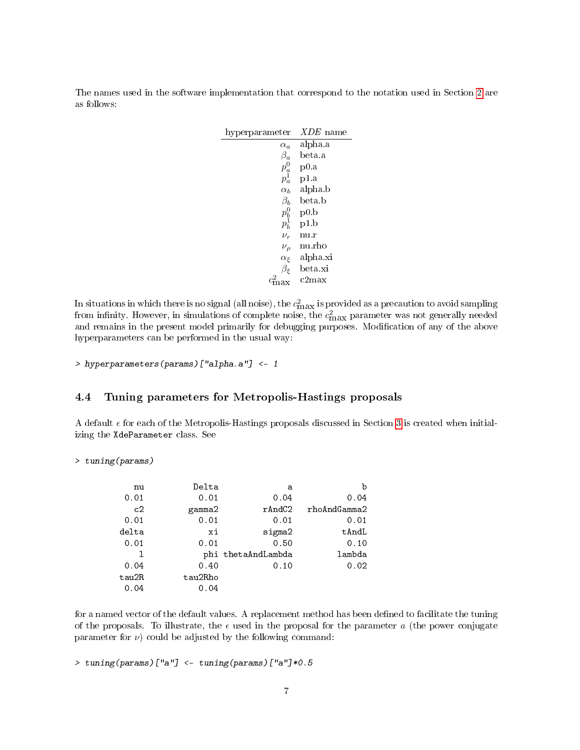The names used in the software implementation that correspond to the notation used in Section 2 are as follows:

| hyperparameter | *XDE* name |
|---:|---|
| $\alpha_a$ | alpha.a |
| $\beta_a$ | beta.a |
| $p_a^0$ | p0.a |
| $p_a^1$ | p1.a |
| $\alpha_b$ | alpha.b |
| $\beta_b$ | beta.b |
| $p_b^0$ | p0.b |
| $p_b^1$ | p1.b |
| $\nu_r$ | nu.r |
| $\nu_\rho$ | nu.rho |
| $\alpha_\xi$ | alpha.xi |
| $\beta_\xi$ | beta.xi |
| $c^2_{\max}$ | c2max |

In situations in which there is no signal (all noise), the $c^2_{\max}$ is provided as a precaution to avoid sampling from infinity. However, in simulations of complete noise, the $c^2_{\max}$ parameter was not generally needed and remains in the present model primarily for debugging purposes. Modification of any of the above hyperparameters can be performed in the usual way:

```
> hyperparameters(params)["alpha.a"] <- 1
```

### 4.4 Tuning parameters for Metropolis-Hastings proposals

A default $\epsilon$ for each of the Metropolis-Hastings proposals discussed in Section 3 is created when initializing the `XdeParameter` class. See

```
> tuning(params)
```

```
          nu          Delta              a              b
        0.01           0.01           0.04           0.04
          c2         gamma2         rAndC2   rhoAndGamma2
        0.01           0.01           0.01           0.01
       delta             xi         sigma2          tAndL
        0.01           0.01           0.50           0.10
           l            phi thetaAndLambda         lambda
        0.04           0.40           0.10           0.02
       tau2R        tau2Rho
        0.04           0.04
```

for a named vector of the default values. A replacement method has been defined to facilitate the tuning of the proposals. To illustrate, the $\epsilon$ used in the proposal for the parameter $a$ (the power conjugate parameter for $\nu$) could be adjusted by the following command:

```
> tuning(params)["a"] <- tuning(params)["a"]*0.5
```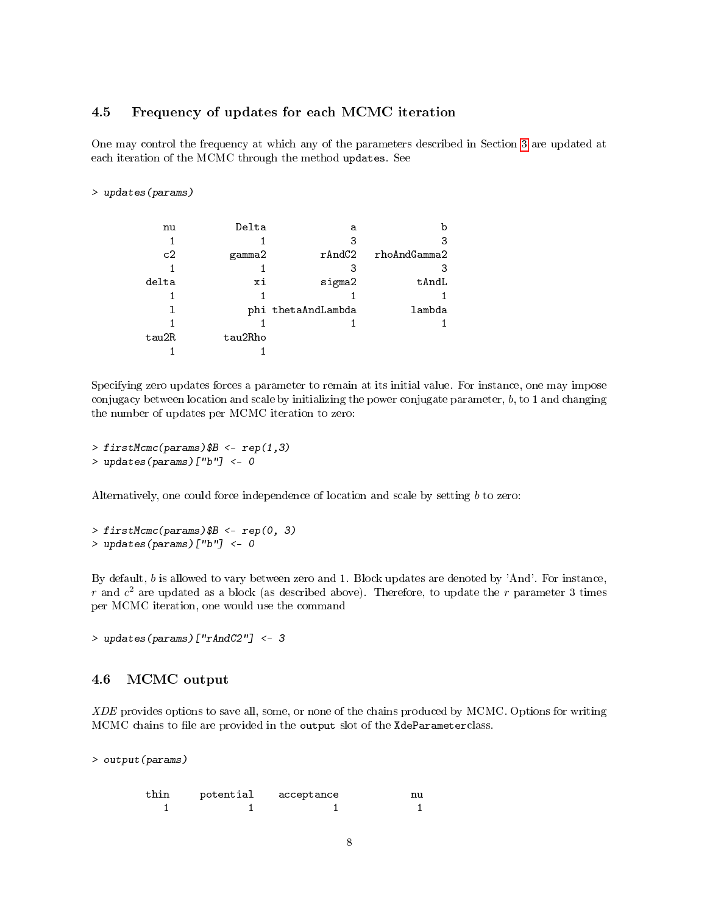### 4.5 Frequency of updates for each MCMC iteration

One may control the frequency at which any of the parameters described in Section 3 are updated at each iteration of the MCMC through the method `updates`. See

```
> updates(params)
```

```
         nu          Delta              a              b 
          1              1              3              3 
         c2         gamma2         rAndC2   rhoAndGamma2 
          1              1              3              3 
      delta             xi         sigma2          tAndL 
          1              1              1              1 
          l            phi thetaAndLambda         lambda 
          1              1              1              1 
      tau2R        tau2Rho 
          1              1 
```

Specifying zero updates forces a parameter to remain at its initial value. For instance, one may impose conjugacy between location and scale by initializing the power conjugate parameter, $b$, to 1 and changing the number of updates per MCMC iteration to zero:

```
> firstMcmc(params)$B <- rep(1,3)
> updates(params)["b"] <- 0
```

Alternatively, one could force independence of location and scale by setting $b$ to zero:

```
> firstMcmc(params)$B <- rep(0, 3)
> updates(params)["b"] <- 0
```

By default, $b$ is allowed to vary between zero and 1. Block updates are denoted by 'And'. For instance, $r$ and $c^2$ are updated as a block (as described above). Therefore, to update the $r$ parameter 3 times per MCMC iteration, one would use the command

```
> updates(params)["rAndC2"] <- 3
```

### 4.6 MCMC output

*XDE* provides options to save all, some, or none of the chains produced by MCMC. Options for writing MCMC chains to file are provided in the `output` slot of the `XdeParameter`class.

```
> output(params)
```

```
      thin  potential  acceptance          nu 
         1          1           1           1 
```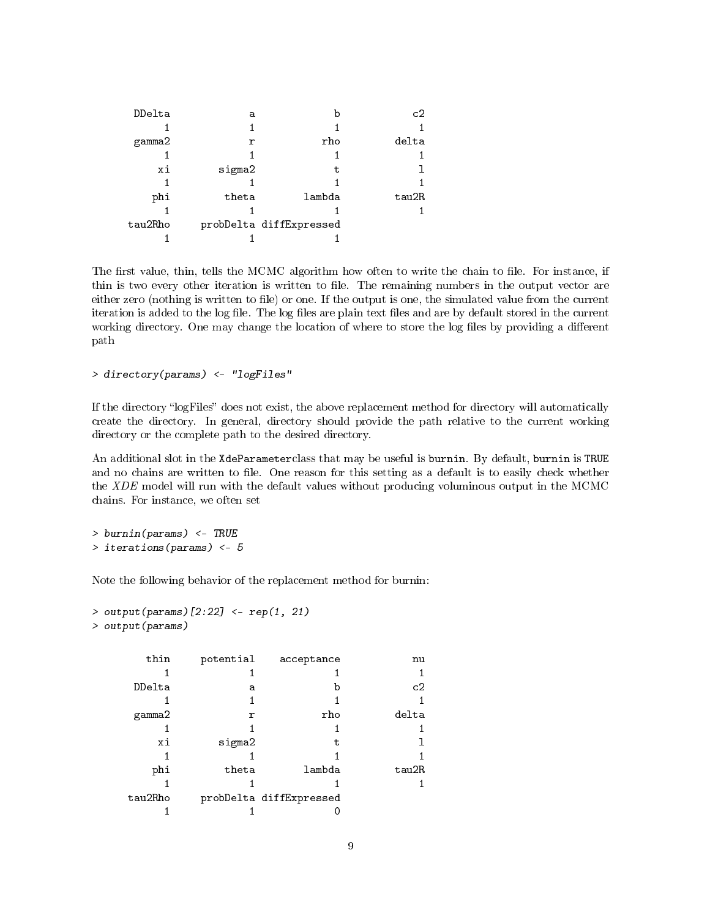```
       DDelta             a             b            c2 
            1             1             1             1 
       gamma2             r           rho         delta 
            1             1             1             1 
           xi        sigma2             t             l 
            1             1             1             1 
          phi         theta        lambda         tau2R 
            1             1             1             1 
      tau2Rho     probDelta diffExpressed 
            1             1             1 
```

The first value, thin, tells the MCMC algorithm how often to write the chain to file. For instance, if thin is two every other iteration is written to file. The remaining numbers in the output vector are either zero (nothing is written to file) or one. If the output is one, the simulated value from the current iteration is added to the log file. The log files are plain text files and are by default stored in the current working directory. One may change the location of where to store the log files by providing a different path

```
> directory(params) <- "logFiles"
```

If the directory "logFiles" does not exist, the above replacement method for directory will automatically create the directory. In general, directory should provide the path relative to the current working directory or the complete path to the desired directory.

An additional slot in the `XdeParameter`class that may be useful is `burnin`. By default, `burnin` is `TRUE` and no chains are written to file. One reason for this setting as a default is to easily check whether the *XDE* model will run with the default values without producing voluminous output in the MCMC chains. For instance, we often set

```
> burnin(params) <- TRUE
> iterations(params) <- 5
```

Note the following behavior of the replacement method for burnin:

```
> output(params)[2:22] <- rep(1, 21)
> output(params)
```

```
         thin     potential    acceptance            nu 
            1             1             1             1 
       DDelta             a             b            c2 
            1             1             1             1 
       gamma2             r           rho         delta 
            1             1             1             1 
           xi        sigma2             t             l 
            1             1             1             1 
          phi         theta        lambda         tau2R 
            1             1             1             1 
      tau2Rho     probDelta diffExpressed 
            1             1             0 
```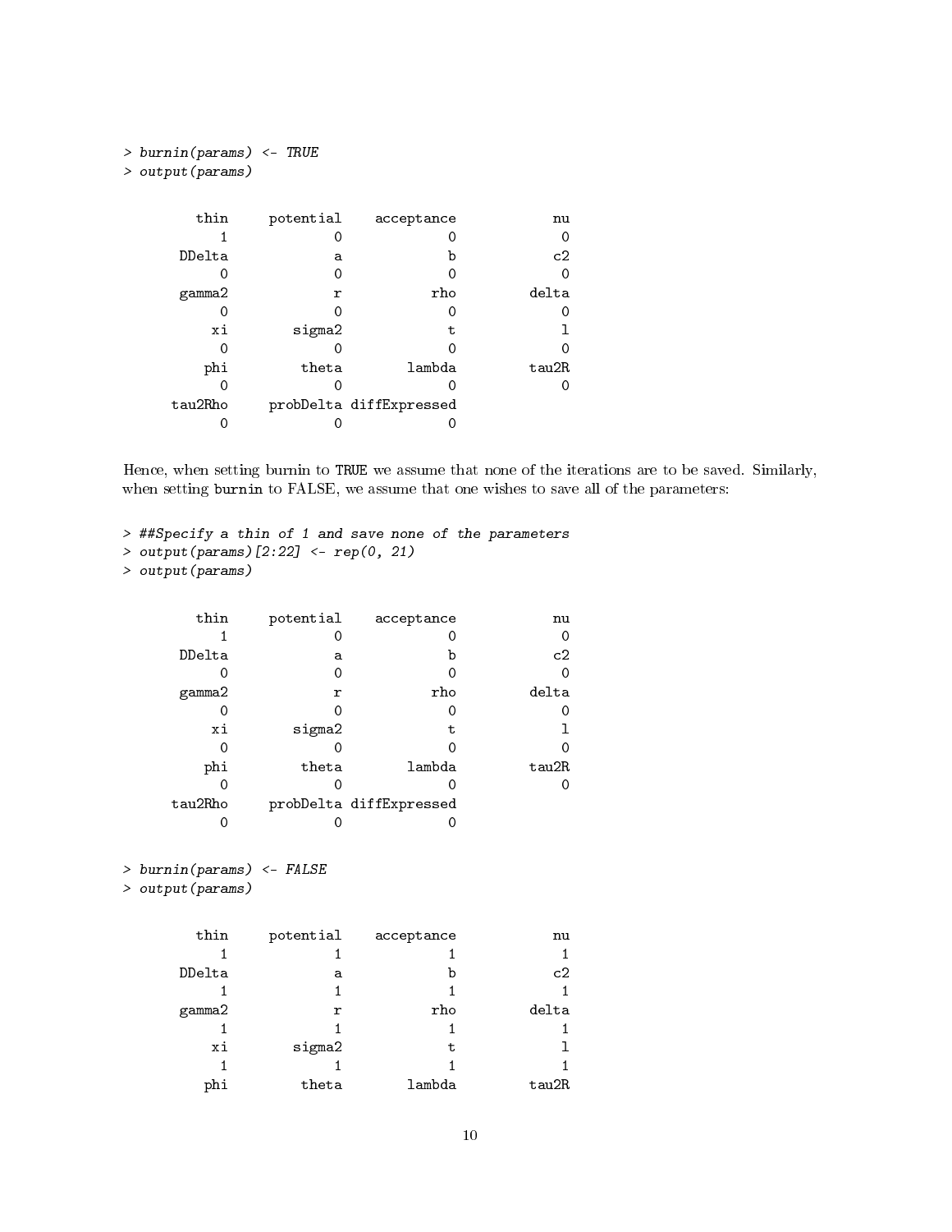```
> burnin(params) <- TRUE
> output(params)
```

```
        thin     potential    acceptance            nu
           1             0             0             0
      DDelta             a             b            c2
           0             0             0             0
      gamma2             r           rho         delta
           0             0             0             0
          xi        sigma2             t             l
           0             0             0             0
         phi         theta        lambda         tau2R
           0             0             0             0
     tau2Rho     probDelta diffExpressed
           0             0             0
```

Hence, when setting burnin to TRUE we assume that none of the iterations are to be saved. Similarly, when setting burnin to FALSE, we assume that one wishes to save all of the parameters:

```
> ##Specify a thin of 1 and save none of the parameters
> output(params)[2:22] <- rep(0, 21)
> output(params)
```

```
        thin     potential    acceptance            nu
           1             0             0             0
      DDelta             a             b            c2
           0             0             0             0
      gamma2             r           rho         delta
           0             0             0             0
          xi        sigma2             t             l
           0             0             0             0
         phi         theta        lambda         tau2R
           0             0             0             0
     tau2Rho     probDelta diffExpressed
           0             0             0
```

```
> burnin(params) <- FALSE
> output(params)
```

```
        thin     potential    acceptance            nu
           1             1             1             1
      DDelta             a             b            c2
           1             1             1             1
      gamma2             r           rho         delta
           1             1             1             1
          xi        sigma2             t             l
           1             1             1             1
         phi         theta        lambda         tau2R
```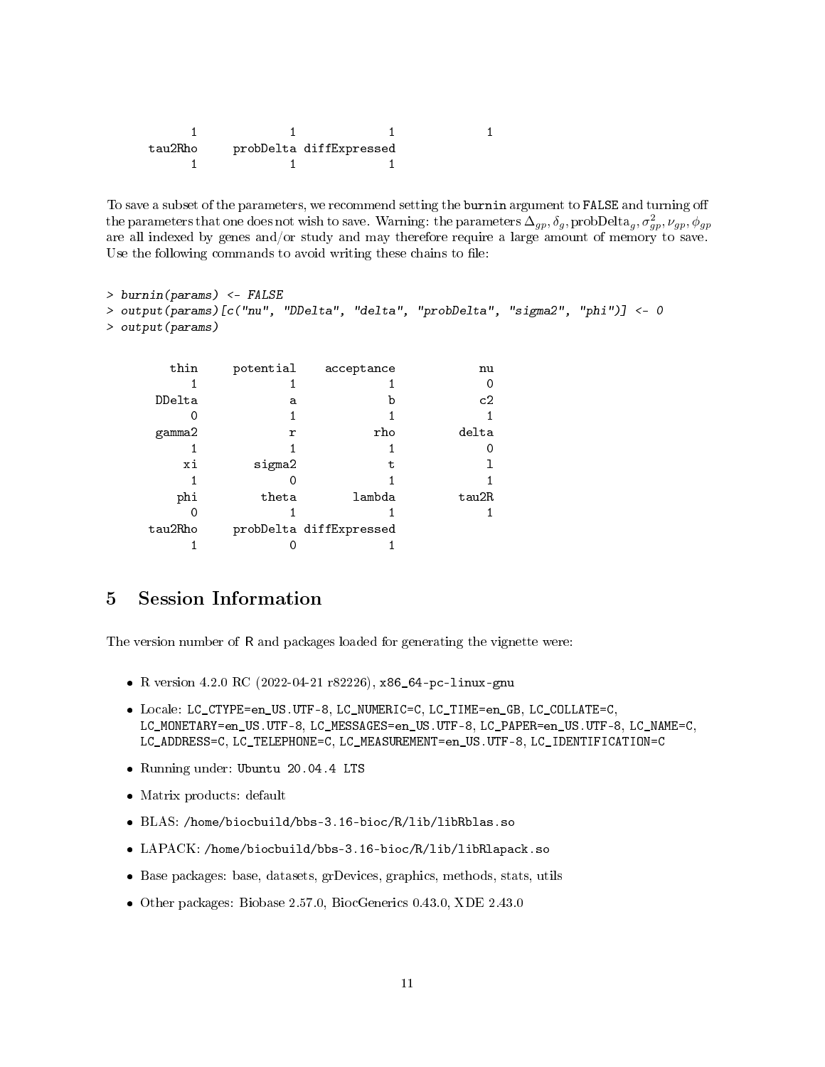```
            1            1            1            1
      tau2Rho    probDelta diffExpressed
            1            1            1
```

To save a subset of the parameters, we recommend setting the burnin argument to FALSE and turning off the parameters that one does not wish to save. Warning: the parameters $\Delta_{gp}, \delta_g, \text{probDelta}_g, \sigma^2_{gp}, \nu_{gp}, \phi_{gp}$ are all indexed by genes and/or study and may therefore require a large amount of memory to save. Use the following commands to avoid writing these chains to file:

```
> burnin(params) <- FALSE
> output(params)[c("nu", "DDelta", "delta", "probDelta", "sigma2", "phi")] <- 0
> output(params)
```

```
         thin     potential    acceptance            nu
            1             1             1             0
       DDelta             a             b            c2
            0             1             1             1
       gamma2             r           rho         delta
            1             1             1             0
           xi        sigma2             t             l
            1             0             1             1
          phi         theta        lambda         tau2R
            0             1             1             1
      tau2Rho     probDelta diffExpressed
            1             0             1
```

# 5 Session Information

The version number of R and packages loaded for generating the vignette were:

- R version 4.2.0 RC (2022-04-21 r82226), x86_64-pc-linux-gnu
- Locale: LC_CTYPE=en_US.UTF-8, LC_NUMERIC=C, LC_TIME=en_GB, LC_COLLATE=C, LC_MONETARY=en_US.UTF-8, LC_MESSAGES=en_US.UTF-8, LC_PAPER=en_US.UTF-8, LC_NAME=C, LC_ADDRESS=C, LC_TELEPHONE=C, LC_MEASUREMENT=en_US.UTF-8, LC_IDENTIFICATION=C
- Running under: Ubuntu 20.04.4 LTS
- Matrix products: default
- BLAS: /home/biocbuild/bbs-3.16-bioc/R/lib/libRblas.so
- LAPACK: /home/biocbuild/bbs-3.16-bioc/R/lib/libRlapack.so
- Base packages: base, datasets, grDevices, graphics, methods, stats, utils
- Other packages: Biobase 2.57.0, BiocGenerics 0.43.0, XDE 2.43.0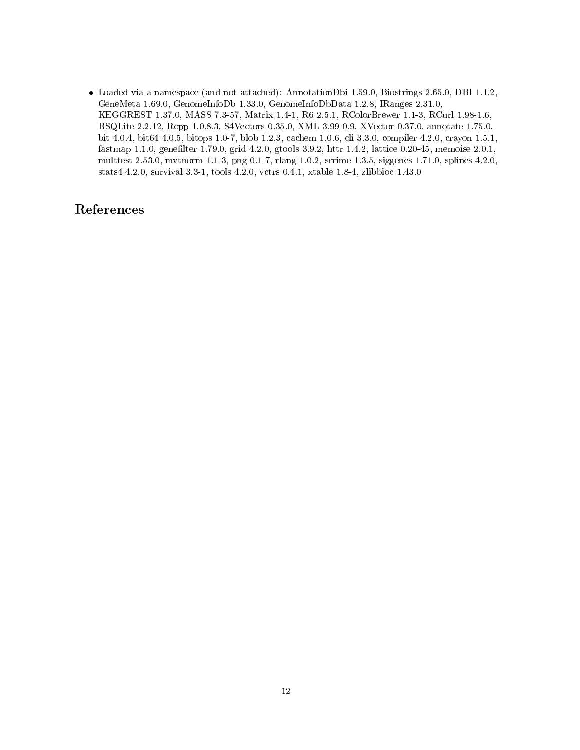- Loaded via a namespace (and not attached): AnnotationDbi 1.59.0, Biostrings 2.65.0, DBI 1.1.2, GeneMeta 1.69.0, GenomeInfoDb 1.33.0, GenomeInfoDbData 1.2.8, IRanges 2.31.0, KEGGREST 1.37.0, MASS 7.3-57, Matrix 1.4-1, R6 2.5.1, RColorBrewer 1.1-3, RCurl 1.98-1.6, RSQLite 2.2.12, Rcpp 1.0.8.3, S4Vectors 0.35.0, XML 3.99-0.9, XVector 0.37.0, annotate 1.75.0, bit 4.0.4, bit64 4.0.5, bitops 1.0-7, blob 1.2.3, cachem 1.0.6, cli 3.3.0, compiler 4.2.0, crayon 1.5.1, fastmap 1.1.0, genefilter 1.79.0, grid 4.2.0, gtools 3.9.2, httr 1.4.2, lattice 0.20-45, memoise 2.0.1, multtest 2.53.0, mvtnorm 1.1-3, png 0.1-7, rlang 1.0.2, scrime 1.3.5, siggenes 1.71.0, splines 4.2.0, stats4 4.2.0, survival 3.3-1, tools 4.2.0, vctrs 0.4.1, xtable 1.8-4, zlibbioc 1.43.0

# References